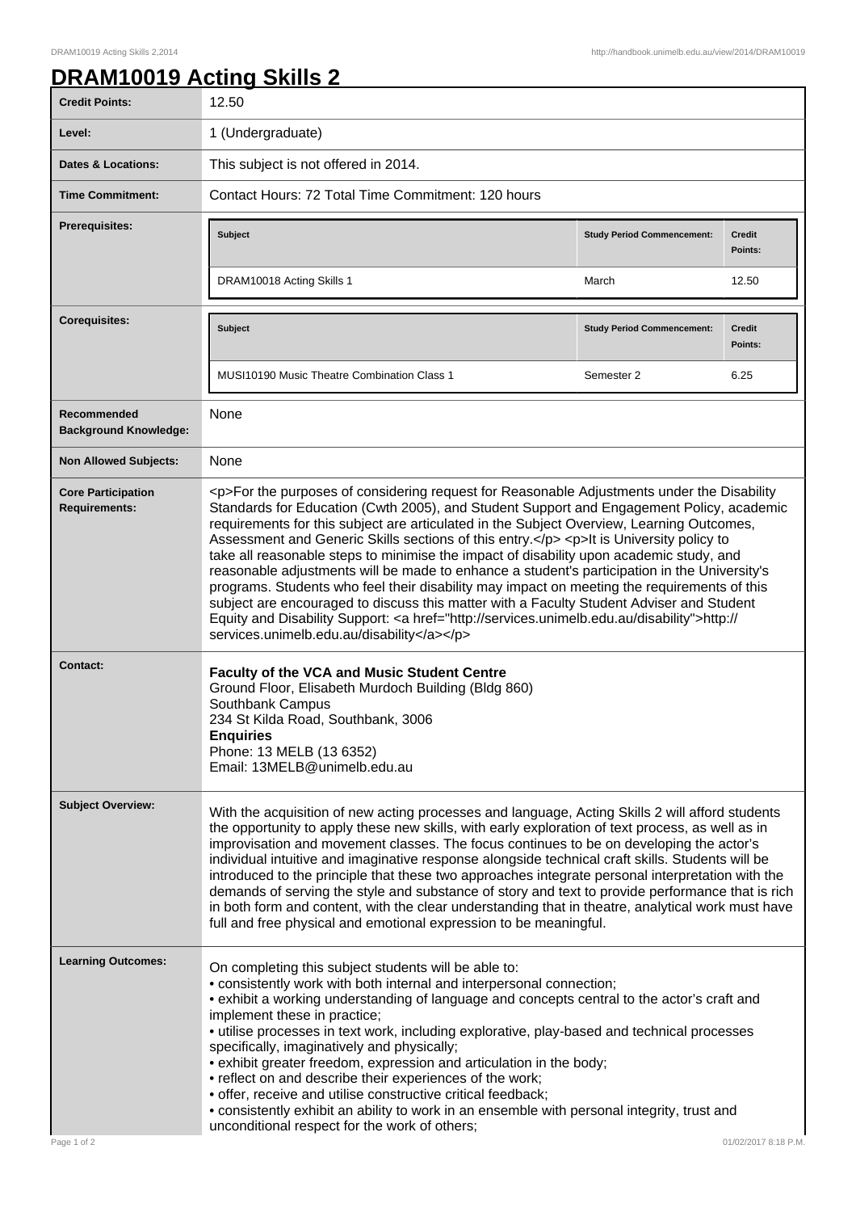# DRAM10019 Acting Skills 2

| | |
|---|---|
| **Credit Points:** | 12.50 |
| **Level:** | 1 (Undergraduate) |
| **Dates & Locations:** | This subject is not offered in 2014. |
| **Time Commitment:** | Contact Hours: 72 Total Time Commitment: 120 hours |
| **Prerequisites:** | **Subject** / **Study Period Commencement:** / **Credit Points:**<br>DRAM10018 Acting Skills 1 / March / 12.50 |
| **Corequisites:** | **Subject** / **Study Period Commencement:** / **Credit Points:**<br>MUSI10190 Music Theatre Combination Class 1 / Semester 2 / 6.25 |
| **Recommended Background Knowledge:** | None |
| **Non Allowed Subjects:** | None |
| **Core Participation Requirements:** | <p>For the purposes of considering request for Reasonable Adjustments under the Disability Standards for Education (Cwth 2005), and Student Support and Engagement Policy, academic requirements for this subject are articulated in the Subject Overview, Learning Outcomes, Assessment and Generic Skills sections of this entry.</p> <p>It is University policy to take all reasonable steps to minimise the impact of disability upon academic study, and reasonable adjustments will be made to enhance a student's participation in the University's programs. Students who feel their disability may impact on meeting the requirements of this subject are encouraged to discuss this matter with a Faculty Student Adviser and Student Equity and Disability Support: <a href="http://services.unimelb.edu.au/disability">http://services.unimelb.edu.au/disability</a></p> |
| **Contact:** | **Faculty of the VCA and Music Student Centre**<br>Ground Floor, Elisabeth Murdoch Building (Bldg 860)<br>Southbank Campus<br>234 St Kilda Road, Southbank, 3006<br>**Enquiries**<br>Phone: 13 MELB (13 6352)<br>Email: 13MELB@unimelb.edu.au |
| **Subject Overview:** | With the acquisition of new acting processes and language, Acting Skills 2 will afford students the opportunity to apply these new skills, with early exploration of text process, as well as in improvisation and movement classes. The focus continues to be on developing the actor's individual intuitive and imaginative response alongside technical craft skills. Students will be introduced to the principle that these two approaches integrate personal interpretation with the demands of serving the style and substance of story and text to provide performance that is rich in both form and content, with the clear understanding that in theatre, analytical work must have full and free physical and emotional expression to be meaningful. |
| **Learning Outcomes:** | On completing this subject students will be able to:<br>• consistently work with both internal and interpersonal connection;<br>• exhibit a working understanding of language and concepts central to the actor's craft and implement these in practice;<br>• utilise processes in text work, including explorative, play-based and technical processes specifically, imaginatively and physically;<br>• exhibit greater freedom, expression and articulation in the body;<br>• reflect on and describe their experiences of the work;<br>• offer, receive and utilise constructive critical feedback;<br>• consistently exhibit an ability to work in an ensemble with personal integrity, trust and unconditional respect for the work of others; |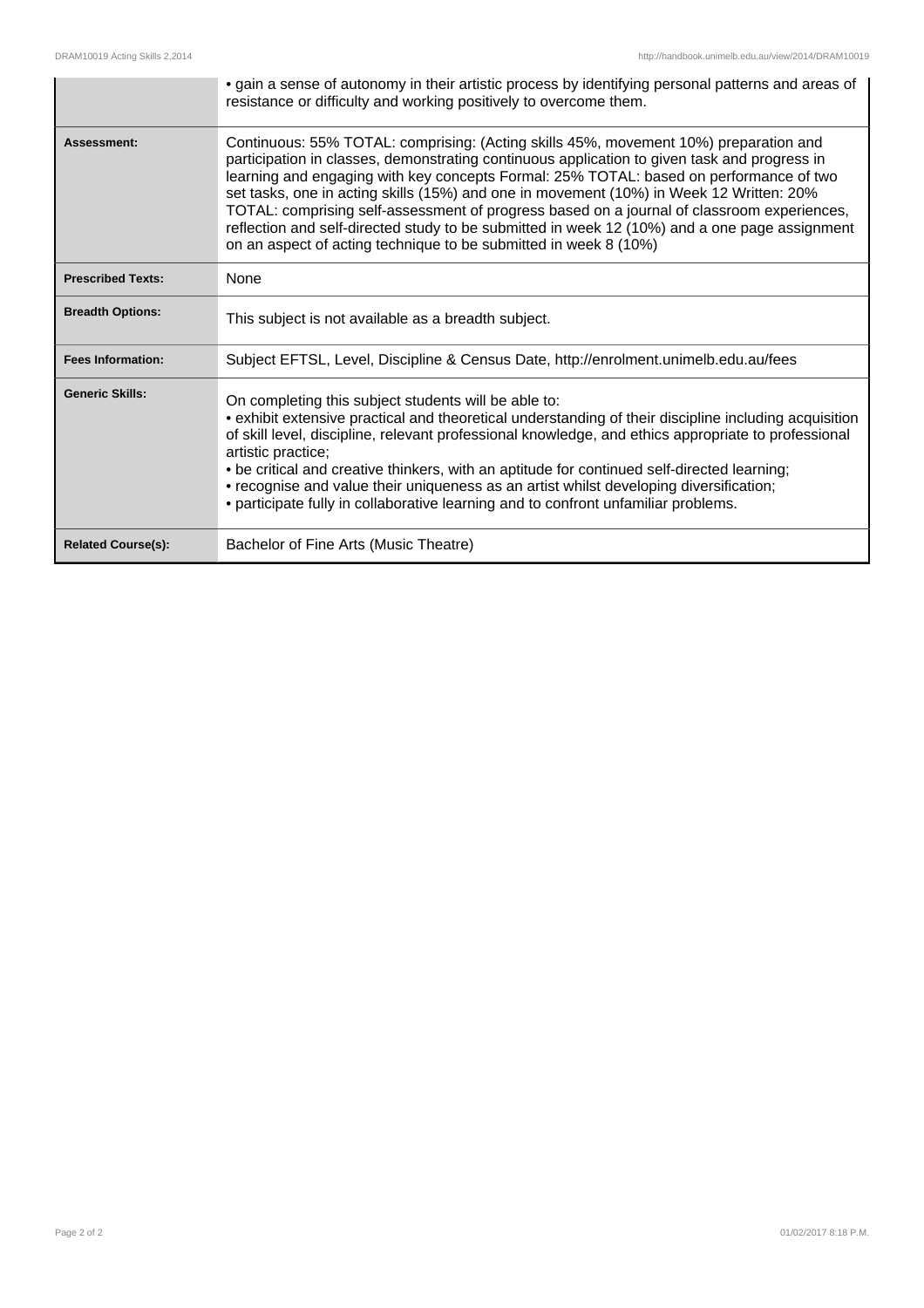| | |
|---|---|
| | • gain a sense of autonomy in their artistic process by identifying personal patterns and areas of resistance or difficulty and working positively to overcome them. |
| **Assessment:** | Continuous: 55% TOTAL: comprising: (Acting skills 45%, movement 10%) preparation and participation in classes, demonstrating continuous application to given task and progress in learning and engaging with key concepts Formal: 25% TOTAL: based on performance of two set tasks, one in acting skills (15%) and one in movement (10%) in Week 12 Written: 20% TOTAL: comprising self-assessment of progress based on a journal of classroom experiences, reflection and self-directed study to be submitted in week 12 (10%) and a one page assignment on an aspect of acting technique to be submitted in week 8 (10%) |
| **Prescribed Texts:** | None |
| **Breadth Options:** | This subject is not available as a breadth subject. |
| **Fees Information:** | Subject EFTSL, Level, Discipline & Census Date, http://enrolment.unimelb.edu.au/fees |
| **Generic Skills:** | On completing this subject students will be able to: <br>• exhibit extensive practical and theoretical understanding of their discipline including acquisition of skill level, discipline, relevant professional knowledge, and ethics appropriate to professional artistic practice; <br>• be critical and creative thinkers, with an aptitude for continued self-directed learning; <br>• recognise and value their uniqueness as an artist whilst developing diversification; <br>• participate fully in collaborative learning and to confront unfamiliar problems. |
| **Related Course(s):** | Bachelor of Fine Arts (Music Theatre) |